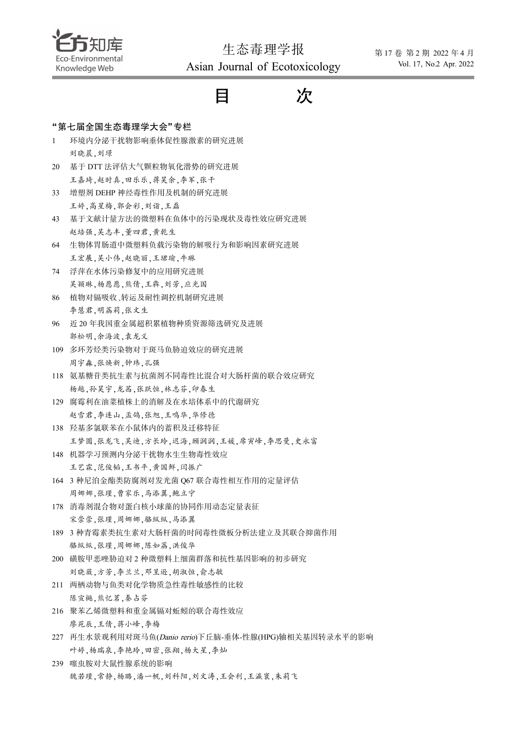# 目　　次

## “第七届全国生态毒理学大会”专栏

1　环境内分泌干扰物影响垂体促性腺激素的研究进展
刘晓晨,刘璟

20　基于 DTT 法评估大气颗粒物氧化潜势的研究进展
王嘉琦,赵时真,田乐乐,蒋昊余,李军,张干

33　增塑剂 DEHP 神经毒性作用及机制的研究进展
王婷,高星梅,郭会彩,刘谐,王磊

43　基于文献计量方法的微塑料在鱼体中的污染现状及毒性效应研究进展
赵培强,吴志丰,董四君,黄乾生

64　生物体胃肠道中微塑料负载污染物的解吸行为和影响因素研究进展
王宏展,吴小伟,赵晓丽,王珺瑜,牛琳

74　浮萍在水体污染修复中的应用研究进展
吴颖琳,杨慝愿,熊倩,王犇,刘芳,应光国

86　植物对镉吸收、转运及耐性调控机制研究进展
李慧君,明荔莉,张文生

96　近 20 年我国重金属超积累植物种质资源筛选研究及进展
郭松明,余海波,袁龙义

109　多环芳烃类污染物对于斑马鱼胁迫效应的研究进展
周宇森,张焕新,钟玮,孔强

118　氨基糖苷类抗生素与抗菌剂不同毒性比混合对大肠杆菌的联合效应研究
杨越,孙昊宇,龙茜,张跃恒,林志芬,印春生

129　腐霉利在油菜植株上的消解及在水培体系中的代谢研究
赵雪君,李连山,孟鸽,张旭,王鸣华,华修德

138　羟基多氯联苯在小鼠体内的蓄积及迁移特征
王梦圆,张龙飞,吴迪,方长玲,迟海,顾润润,王媛,席寅峰,李思曼,史永富

148　机器学习预测内分泌干扰物水生生物毒性效应
王艺霖,范俊韬,王书平,黄国鲜,闫振广

164　3 种尼泊金酯类防腐剂对发光菌 Q67 联合毒性相互作用的定量评估
周娜娜,张瑾,曹家乐,马添翼,鲍立宁

178　消毒剂混合物对蛋白核小球藻的协同作用动态定量表征
宋崇崇,张瑾,周娜娜,骆纵纵,马添翼

189　3 种青霉素类抗生素对大肠杆菌的时间毒性微板分析法建立及其联合抑菌作用
骆纵纵,张瑾,周娜娜,陈如荔,洪俊华

200　磺胺甲恶唑胁迫对 2 种微塑料上细菌群落和抗性基因影响的初步研究
刘晓薇,方芳,李兰兰,邓呈逊,胡淑恒,俞志敏

211　两栖动物与鱼类对化学物质急性毒性敏感性的比较
陈宣樾,熊忆茗,秦占芬

216　聚苯乙烯微塑料和重金属镉对蚯蚓的联合毒性效应
廖苑辰,王倩,蒋小峰,李梅

227　再生水景观利用对斑马鱼(*Danio rerio*)下丘脑-垂体-性腺(HPG)轴相关基因转录水平的影响
叶婷,杨瑞泉,李艳玲,田密,张翔,杨大星,李灿

239　噻虫胺对大鼠性腺系统的影响
魏若瑾,常静,杨璐,潘一帆,刘科阳,刘文涛,王会利,王瀛寰,朱莉飞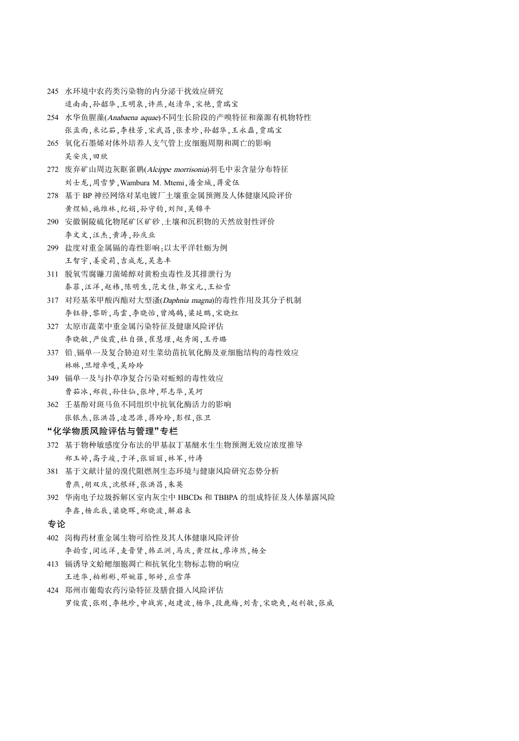245 水环境中农药类污染物的内分泌干扰效应研究

逯南南,孙韶华,王明泉,许燕,赵清华,宋艳,贾瑞宝

254 水华鱼腥藻(*Anabaena aquae*)不同生长阶段的产嗅特征和藻源有机物特性

张孟雨,米记茹,李桂芳,宋武昌,张素珍,孙韶华,王永磊,贾瑞宝

265 氧化石墨烯对体外培养人支气管上皮细胞周期和凋亡的影响

吴安庆,田欣

272 废弃矿山周边灰眶雀鹛(*Alcippe morrisonia*)羽毛中汞含量分布特征

刘士龙,周雪梦,Wambura M. Mtemi,潘金城,蒋爱伍

278 基于 BP 神经网络对某电镀厂土壤重金属预测及人体健康风险评价

黄煜韬,施维林,纪娟,孙守钧,刘阳,吴锦平

290 安徽铜陵硫化物尾矿区矿砂、土壤和沉积物的天然放射性评价

李文文,汪杰,黄涛,孙庆业

299 盐度对重金属镉的毒性影响:以太平洋牡蛎为例

王智宇,姜爱莉,吉成龙,吴惠丰

311 脱氧雪腐镰刀菌烯醇对黄粉虫毒性及其排泄行为

秦菲,汪洋,赵祎,陈明生,范文佳,郭宝元,王松雪

317 对羟基苯甲酸丙酯对大型溞(*Daphnia magna*)的毒性作用及其分子机制

李钰静,黎昕,马雯,李晓怡,曾鸿鹄,梁延鹏,宋晓红

327 太原市蔬菜中重金属污染特征及健康风险评估

李晓敏,严俊霞,杜自强,崔慧瑾,赵秀阁,王丹璐

337 铅、镉单一及复合胁迫对生菜幼苗抗氧化酶及亚细胞结构的毒性效应

林琳,旦增卓嘎,吴玲玲

349 镉单一及与扑草净复合污染对蚯蚓的毒性效应

曹茹冰,郑毅,孙仕仙,张坤,邓志华,吴珂

362 壬基酚对斑马鱼不同组织中抗氧化酶活力的影响

张银杰,张洪昌,凌思源,蒋玲玲,彭程,张卫

## "化学物质风险评估与管理"专栏

372 基于物种敏感度分布法的甲基叔丁基醚水生生物预测无效应浓度推导

郑玉婷,高子竣,于洋,张丽丽,林军,竹涛

381 基于文献计量的溴代阻燃剂生态环境与健康风险研究态势分析

曹燕,胡双庆,沈根祥,张洪昌,朱英

392 华南电子垃圾拆解区室内灰尘中 HBCDs 和 TBBPA 的组成特征及人体暴露风险

李鑫,杨北辰,梁晓晖,郑晓波,解启来

## 专论

402 岗梅药材重金属生物可给性及其人体健康风险评价

李韵雪,闵远洋,麦晋贤,韩正洲,马庆,黄煜权,廖沛然,杨全

413 镉诱导文蛤鳃细胞凋亡和抗氧化生物标志物的响应

王进华,柏彬彬,邓婉菲,邹婷,应雪萍

424 郑州市葡萄农药污染特征及膳食摄入风险评估

罗俊霞,张刚,李艳珍,申战宾,赵建波,杨华,段鹿梅,刘青,宋晓爽,赵利敏,张威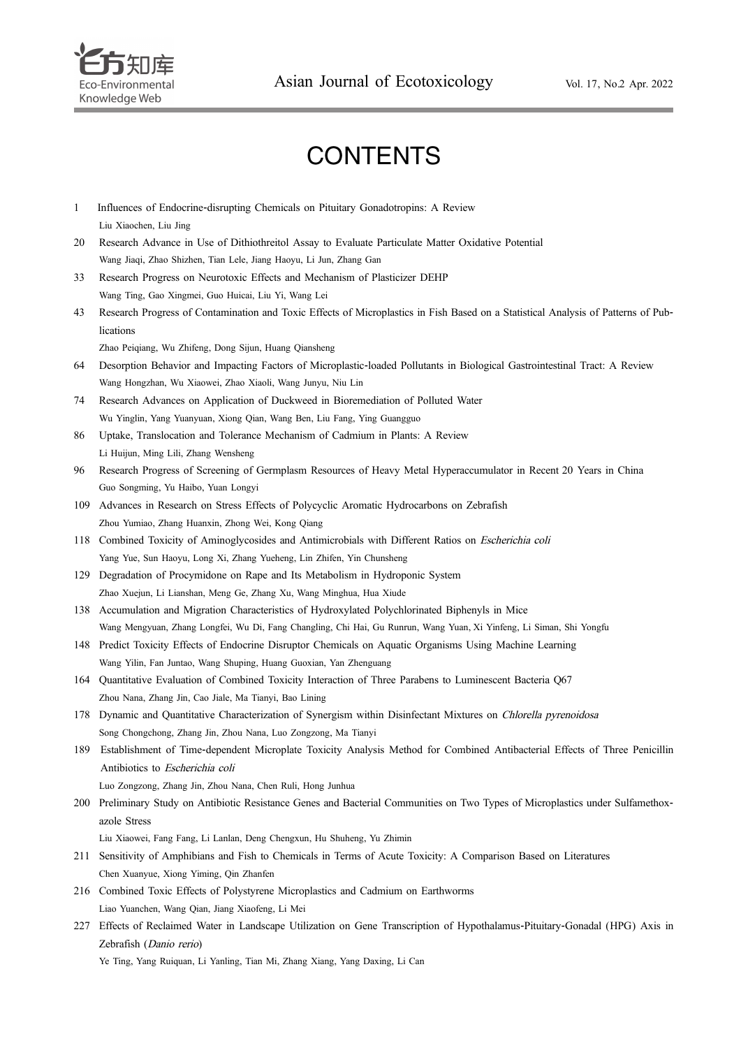# CONTENTS

1 Influences of Endocrine-disrupting Chemicals on Pituitary Gonadotropins: A Review
Liu Xiaochen, Liu Jing

20 Research Advance in Use of Dithiothreitol Assay to Evaluate Particulate Matter Oxidative Potential
Wang Jiaqi, Zhao Shizhen, Tian Lele, Jiang Haoyu, Li Jun, Zhang Gan

33 Research Progress on Neurotoxic Effects and Mechanism of Plasticizer DEHP
Wang Ting, Gao Xingmei, Guo Huicai, Liu Yi, Wang Lei

43 Research Progress of Contamination and Toxic Effects of Microplastics in Fish Based on a Statistical Analysis of Patterns of Publications
Zhao Peiqiang, Wu Zhifeng, Dong Sijun, Huang Qiansheng

64 Desorption Behavior and Impacting Factors of Microplastic-loaded Pollutants in Biological Gastrointestinal Tract: A Review
Wang Hongzhan, Wu Xiaowei, Zhao Xiaoli, Wang Junyu, Niu Lin

74 Research Advances on Application of Duckweed in Bioremediation of Polluted Water
Wu Yinglin, Yang Yuanyuan, Xiong Qian, Wang Ben, Liu Fang, Ying Guangguo

86 Uptake, Translocation and Tolerance Mechanism of Cadmium in Plants: A Review
Li Huijun, Ming Lili, Zhang Wensheng

96 Research Progress of Screening of Germplasm Resources of Heavy Metal Hyperaccumulator in Recent 20 Years in China
Guo Songming, Yu Haibo, Yuan Longyi

109 Advances in Research on Stress Effects of Polycyclic Aromatic Hydrocarbons on Zebrafish
Zhou Yumiao, Zhang Huanxin, Zhong Wei, Kong Qiang

118 Combined Toxicity of Aminoglycosides and Antimicrobials with Different Ratios on *Escherichia coli*
Yang Yue, Sun Haoyu, Long Xi, Zhang Yueheng, Lin Zhifen, Yin Chunsheng

129 Degradation of Procymidone on Rape and Its Metabolism in Hydroponic System
Zhao Xuejun, Li Lianshan, Meng Ge, Zhang Xu, Wang Minghua, Hua Xiude

138 Accumulation and Migration Characteristics of Hydroxylated Polychlorinated Biphenyls in Mice
Wang Mengyuan, Zhang Longfei, Wu Di, Fang Changling, Chi Hai, Gu Runrun, Wang Yuan, Xi Yinfeng, Li Siman, Shi Yongfu

148 Predict Toxicity Effects of Endocrine Disruptor Chemicals on Aquatic Organisms Using Machine Learning
Wang Yilin, Fan Juntao, Wang Shuping, Huang Guoxian, Yan Zhenguang

164 Quantitative Evaluation of Combined Toxicity Interaction of Three Parabens to Luminescent Bacteria Q67
Zhou Nana, Zhang Jin, Cao Jiale, Ma Tianyi, Bao Lining

178 Dynamic and Quantitative Characterization of Synergism within Disinfectant Mixtures on *Chlorella pyrenoidosa*
Song Chongchong, Zhang Jin, Zhou Nana, Luo Zongzong, Ma Tianyi

189 Establishment of Time-dependent Microplate Toxicity Analysis Method for Combined Antibacterial Effects of Three Penicillin Antibiotics to *Escherichia coli*
Luo Zongzong, Zhang Jin, Zhou Nana, Chen Ruli, Hong Junhua

200 Preliminary Study on Antibiotic Resistance Genes and Bacterial Communities on Two Types of Microplastics under Sulfamethoxazole Stress
Liu Xiaowei, Fang Fang, Li Lanlan, Deng Chengxun, Hu Shuheng, Yu Zhimin

211 Sensitivity of Amphibians and Fish to Chemicals in Terms of Acute Toxicity: A Comparison Based on Literatures
Chen Xuanyue, Xiong Yiming, Qin Zhanfen

216 Combined Toxic Effects of Polystyrene Microplastics and Cadmium on Earthworms
Liao Yuanchen, Wang Qian, Jiang Xiaofeng, Li Mei

227 Effects of Reclaimed Water in Landscape Utilization on Gene Transcription of Hypothalamus-Pituitary-Gonadal (HPG) Axis in Zebrafish (*Danio rerio*)
Ye Ting, Yang Ruiquan, Li Yanling, Tian Mi, Zhang Xiang, Yang Daxing, Li Can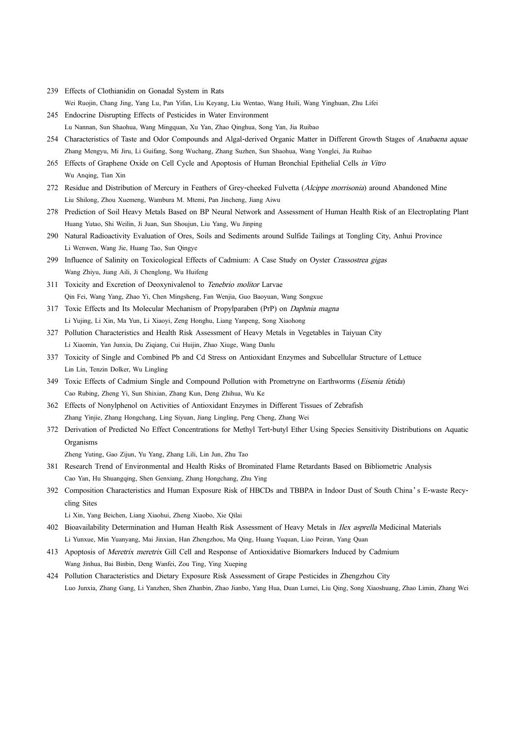239 Effects of Clothianidin on Gonadal System in Rats
Wei Ruojin, Chang Jing, Yang Lu, Pan Yifan, Liu Keyang, Liu Wentao, Wang Huili, Wang Yinghuan, Zhu Lifei

245 Endocrine Disrupting Effects of Pesticides in Water Environment
Lu Nannan, Sun Shaohua, Wang Mingquan, Xu Yan, Zhao Qinghua, Song Yan, Jia Ruibao

254 Characteristics of Taste and Odor Compounds and Algal-derived Organic Matter in Different Growth Stages of *Anabaena aquae*
Zhang Mengyu, Mi Jiru, Li Guifang, Song Wuchang, Zhang Suzhen, Sun Shaohua, Wang Yonglei, Jia Ruibao

265 Effects of Graphene Oxide on Cell Cycle and Apoptosis of Human Bronchial Epithelial Cells *in Vitro*
Wu Anqing, Tian Xin

272 Residue and Distribution of Mercury in Feathers of Grey-cheeked Fulvetta (*Alcippe morrisonia*) around Abandoned Mine
Liu Shilong, Zhou Xuemeng, Wambura M. Mtemi, Pan Jincheng, Jiang Aiwu

278 Prediction of Soil Heavy Metals Based on BP Neural Network and Assessment of Human Health Risk of an Electroplating Plant
Huang Yutao, Shi Weilin, Ji Juan, Sun Shoujun, Liu Yang, Wu Jinping

290 Natural Radioactivity Evaluation of Ores, Soils and Sediments around Sulfide Tailings at Tongling City, Anhui Province
Li Wenwen, Wang Jie, Huang Tao, Sun Qingye

299 Influence of Salinity on Toxicological Effects of Cadmium: A Case Study on Oyster *Crassostrea gigas*
Wang Zhiyu, Jiang Aili, Ji Chenglong, Wu Huifeng

311 Toxicity and Excretion of Deoxynivalenol to *Tenebrio molitor* Larvae
Qin Fei, Wang Yang, Zhao Yi, Chen Mingsheng, Fan Wenjia, Guo Baoyuan, Wang Songxue

317 Toxic Effects and Its Molecular Mechanism of Propylparaben (PrP) on *Daphnia magna*
Li Yujing, Li Xin, Ma Yun, Li Xiaoyi, Zeng Honghu, Liang Yanpeng, Song Xiaohong

327 Pollution Characteristics and Health Risk Assessment of Heavy Metals in Vegetables in Taiyuan City
Li Xiaomin, Yan Junxia, Du Ziqiang, Cui Huijin, Zhao Xiuge, Wang Danlu

337 Toxicity of Single and Combined Pb and Cd Stress on Antioxidant Enzymes and Subcellular Structure of Lettuce
Lin Lin, Tenzin Dolker, Wu Lingling

349 Toxic Effects of Cadmium Single and Compound Pollution with Prometryne on Earthworms (*Eisenia fetida*)
Cao Rubing, Zheng Yi, Sun Shixian, Zhang Kun, Deng Zhihua, Wu Ke

362 Effects of Nonylphenol on Activities of Antioxidant Enzymes in Different Tissues of Zebrafish
Zhang Yinjie, Zhang Hongchang, Ling Siyuan, Jiang Lingling, Peng Cheng, Zhang Wei

372 Derivation of Predicted No Effect Concentrations for Methyl Tert-butyl Ether Using Species Sensitivity Distributions on Aquatic Organisms
Zheng Yuting, Gao Zijun, Yu Yang, Zhang Lili, Lin Jun, Zhu Tao

381 Research Trend of Environmental and Health Risks of Brominated Flame Retardants Based on Bibliometric Analysis
Cao Yan, Hu Shuangqing, Shen Genxiang, Zhang Hongchang, Zhu Ying

392 Composition Characteristics and Human Exposure Risk of HBCDs and TBBPA in Indoor Dust of South China's E-waste Recycling Sites
Li Xin, Yang Beichen, Liang Xiaohui, Zheng Xiaobo, Xie Qilai

402 Bioavailability Determination and Human Health Risk Assessment of Heavy Metals in *Ilex asprella* Medicinal Materials
Li Yunxue, Min Yuanyang, Mai Jinxian, Han Zhengzhou, Ma Qing, Huang Yuquan, Liao Peiran, Yang Quan

413 Apoptosis of *Meretrix meretrix* Gill Cell and Response of Antioxidative Biomarkers Induced by Cadmium
Wang Jinhua, Bai Binbin, Deng Wanfei, Zou Ting, Ying Xueping

424 Pollution Characteristics and Dietary Exposure Risk Assessment of Grape Pesticides in Zhengzhou City
Luo Junxia, Zhang Gang, Li Yanzhen, Shen Zhanbin, Zhao Jianbo, Yang Hua, Duan Lumei, Liu Qing, Song Xiaoshuang, Zhao Limin, Zhang Wei